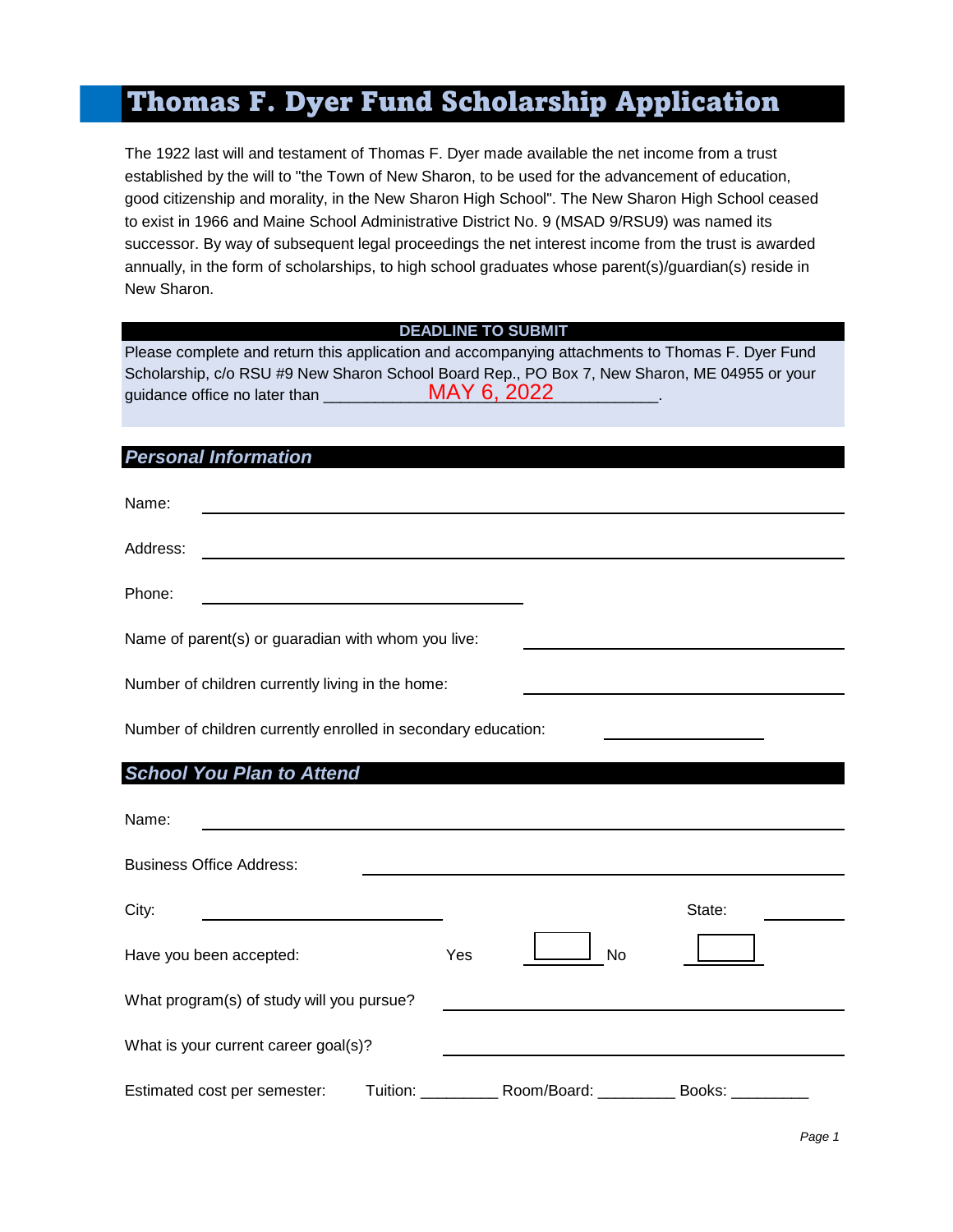# Thomas F. Dyer Fund Scholarship Application

The 1922 last will and testament of Thomas F. Dyer made available the net income from a trust established by the will to "the Town of New Sharon, to be used for the advancement of education, good citizenship and morality, in the New Sharon High School". The New Sharon High School ceased to exist in 1966 and Maine School Administrative District No. 9 (MSAD 9/RSU9) was named its successor. By way of subsequent legal proceedings the net interest income from the trust is awarded annually, in the form of scholarships, to high school graduates whose parent(s)/guardian(s) reside in New Sharon.

**DEADLINE TO SUBMIT**

Please complete and return this application and accompanying attachments to Thomas F. Dyer Fund Scholarship, c/o RSU #9 New Sharon School Board Rep., PO Box 7, New Sharon, ME 04955 or your guidance office no later than ____________MAY 6, 2022____________.

## *Personal Information*

Name: ______________________________

Address: ______________________________

Phone: ______________________________

Name of parent(s) or guaradian with whom you live: ______________________________

Number of children currently living in the home: ______________________________

Number of children currently enrolled in secondary education: ______________

## *School You Plan to Attend*

Name: ______________________________

Business Office Address: ______________________________

City: ______________________ State: __________

Have you been accepted: Yes ☐ No ☐

What program(s) of study will you pursue? ______________________________

What is your current career goal(s)? ______________________________

Estimated cost per semester: Tuition: _________ Room/Board: _________ Books: _________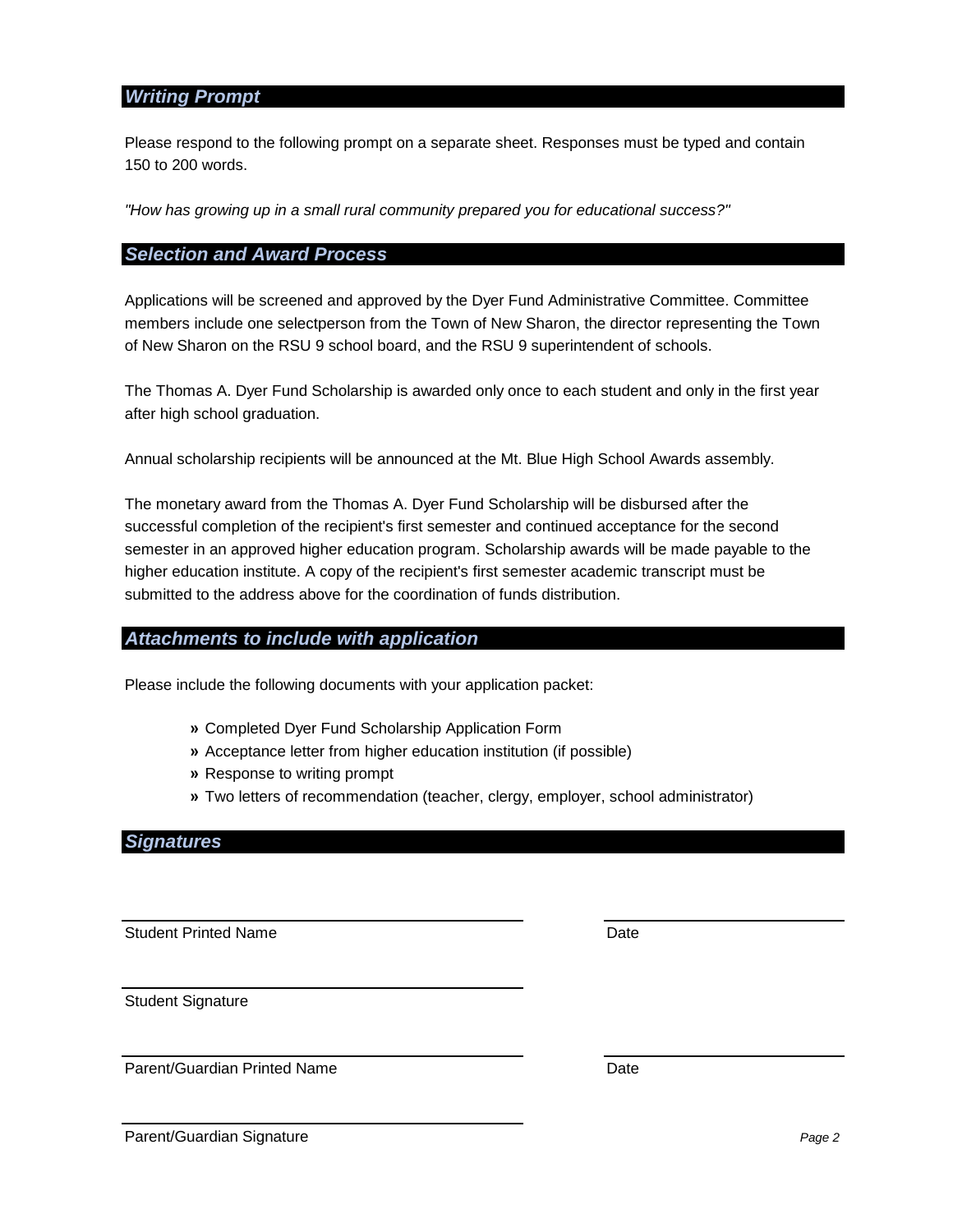## *Writing Prompt*

Please respond to the following prompt on a separate sheet. Responses must be typed and contain 150 to 200 words.

*"How has growing up in a small rural community prepared you for educational success?"*

## *Selection and Award Process*

Applications will be screened and approved by the Dyer Fund Administrative Committee. Committee members include one selectperson from the Town of New Sharon, the director representing the Town of New Sharon on the RSU 9 school board, and the RSU 9 superintendent of schools.

The Thomas A. Dyer Fund Scholarship is awarded only once to each student and only in the first year after high school graduation.

Annual scholarship recipients will be announced at the Mt. Blue High School Awards assembly.

The monetary award from the Thomas A. Dyer Fund Scholarship will be disbursed after the successful completion of the recipient's first semester and continued acceptance for the second semester in an approved higher education program. Scholarship awards will be made payable to the higher education institute. A copy of the recipient's first semester academic transcript must be submitted to the address above for the coordination of funds distribution.

## *Attachments to include with application*

Please include the following documents with your application packet:

- Completed Dyer Fund Scholarship Application Form
- Acceptance letter from higher education institution (if possible)
- Response to writing prompt
- Two letters of recommendation (teacher, clergy, employer, school administrator)

## *Signatures*

| | |
|---|---|
| Student Printed Name | Date |
| Student Signature | |
| Parent/Guardian Printed Name | Date |
| Parent/Guardian Signature | |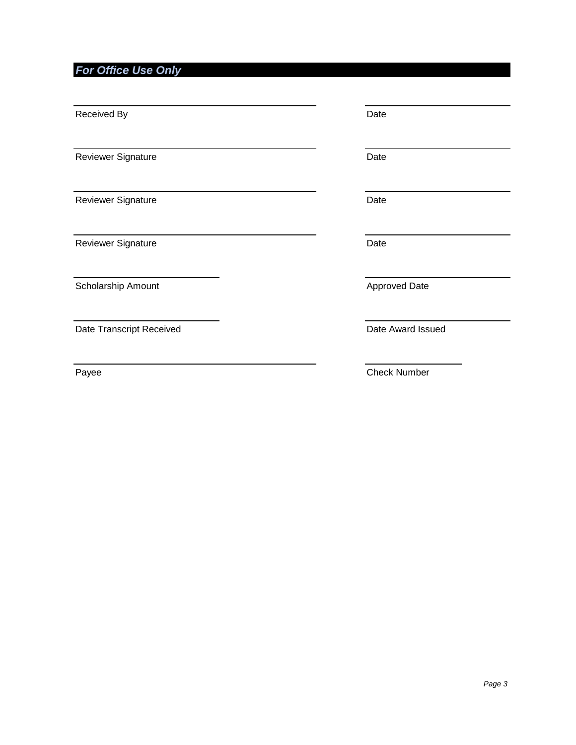## *For Office Use Only*

| | |
|---|---|
| Received By | Date |
| Reviewer Signature | Date |
| Reviewer Signature | Date |
| Reviewer Signature | Date |
| Scholarship Amount | Approved Date |
| Date Transcript Received | Date Award Issued |
| Payee | Check Number |